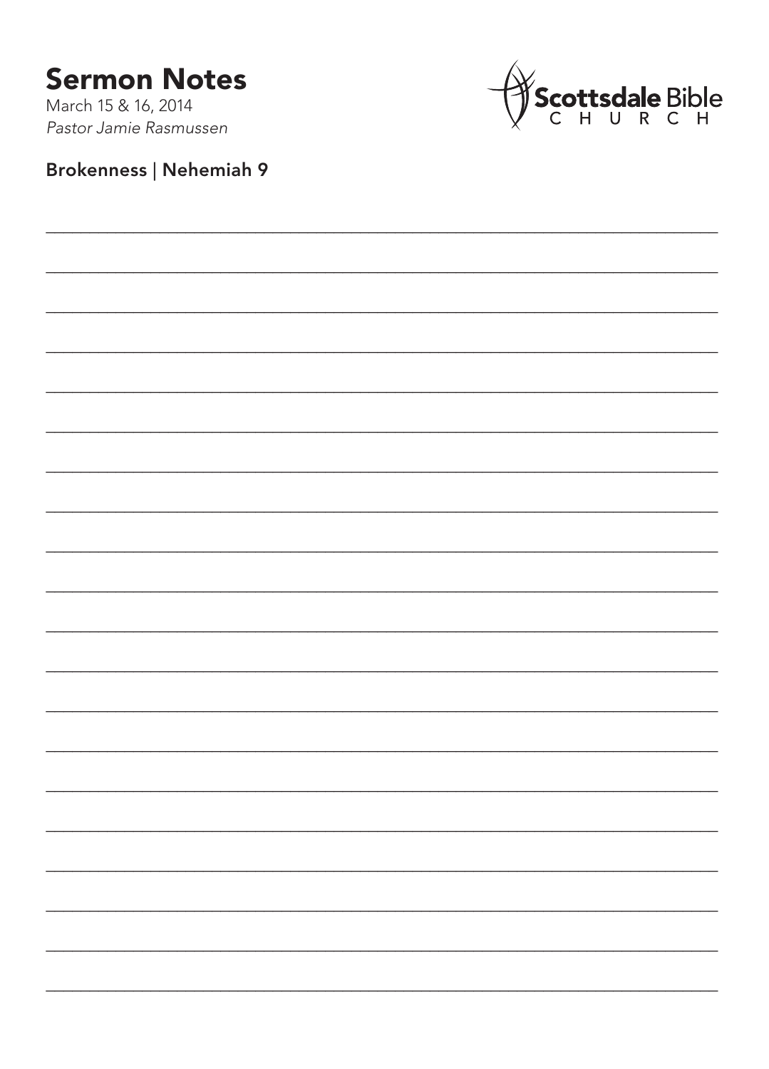# Sermon Notes

March 15 & 16, 2014

*Pastor Jamie Rasmussen*

Scottsdale Bible CHURCH

## Brokenness | Nehemiah 9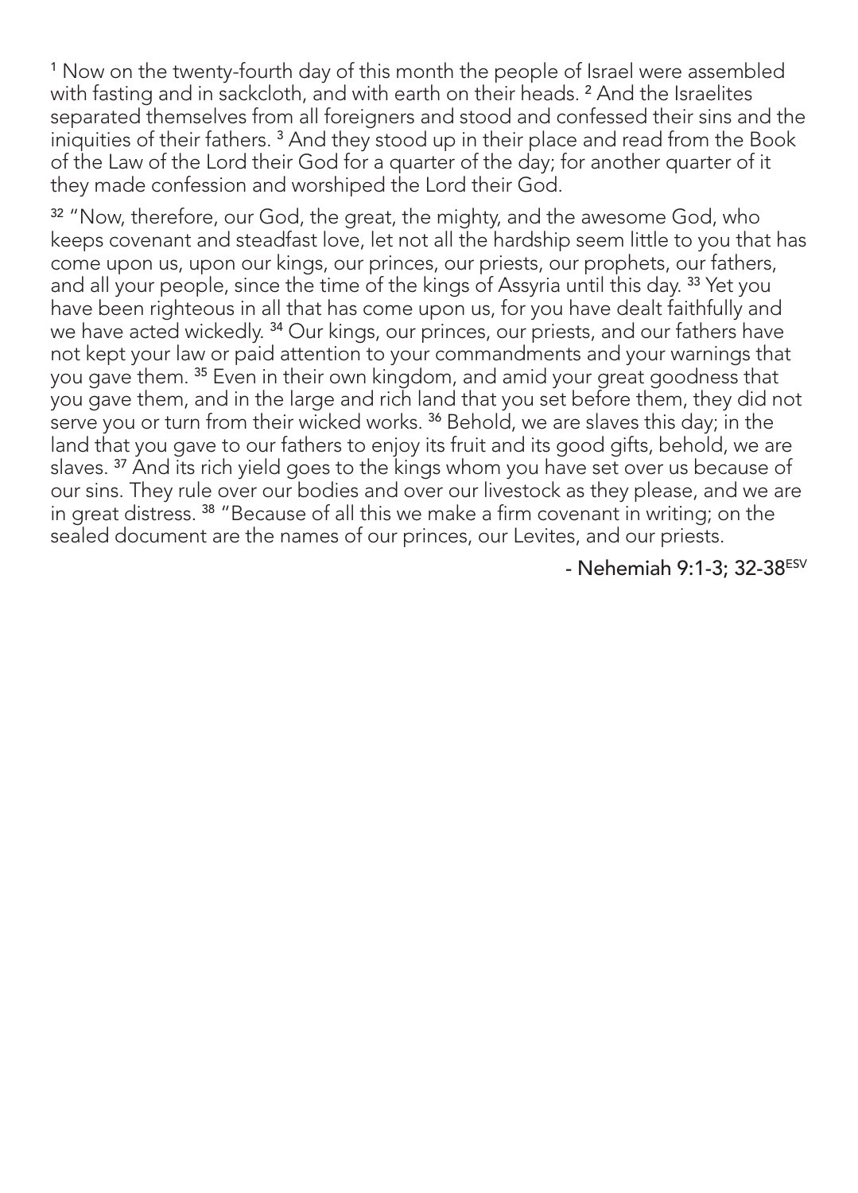[1] Now on the twenty-fourth day of this month the people of Israel were assembled with fasting and in sackcloth, and with earth on their heads. [2] And the Israelites separated themselves from all foreigners and stood and confessed their sins and the iniquities of their fathers. [3] And they stood up in their place and read from the Book of the Law of the Lord their God for a quarter of the day; for another quarter of it they made confession and worshiped the Lord their God.

[32] "Now, therefore, our God, the great, the mighty, and the awesome God, who keeps covenant and steadfast love, let not all the hardship seem little to you that has come upon us, upon our kings, our princes, our priests, our prophets, our fathers, and all your people, since the time of the kings of Assyria until this day. [33] Yet you have been righteous in all that has come upon us, for you have dealt faithfully and we have acted wickedly. [34] Our kings, our princes, our priests, and our fathers have not kept your law or paid attention to your commandments and your warnings that you gave them. [35] Even in their own kingdom, and amid your great goodness that you gave them, and in the large and rich land that you set before them, they did not serve you or turn from their wicked works. [36] Behold, we are slaves this day; in the land that you gave to our fathers to enjoy its fruit and its good gifts, behold, we are slaves. [37] And its rich yield goes to the kings whom you have set over us because of our sins. They rule over our bodies and over our livestock as they please, and we are in great distress. [38] "Because of all this we make a firm covenant in writing; on the sealed document are the names of our princes, our Levites, and our priests.

- Nehemiah 9:1-3; 32-38[ESV]